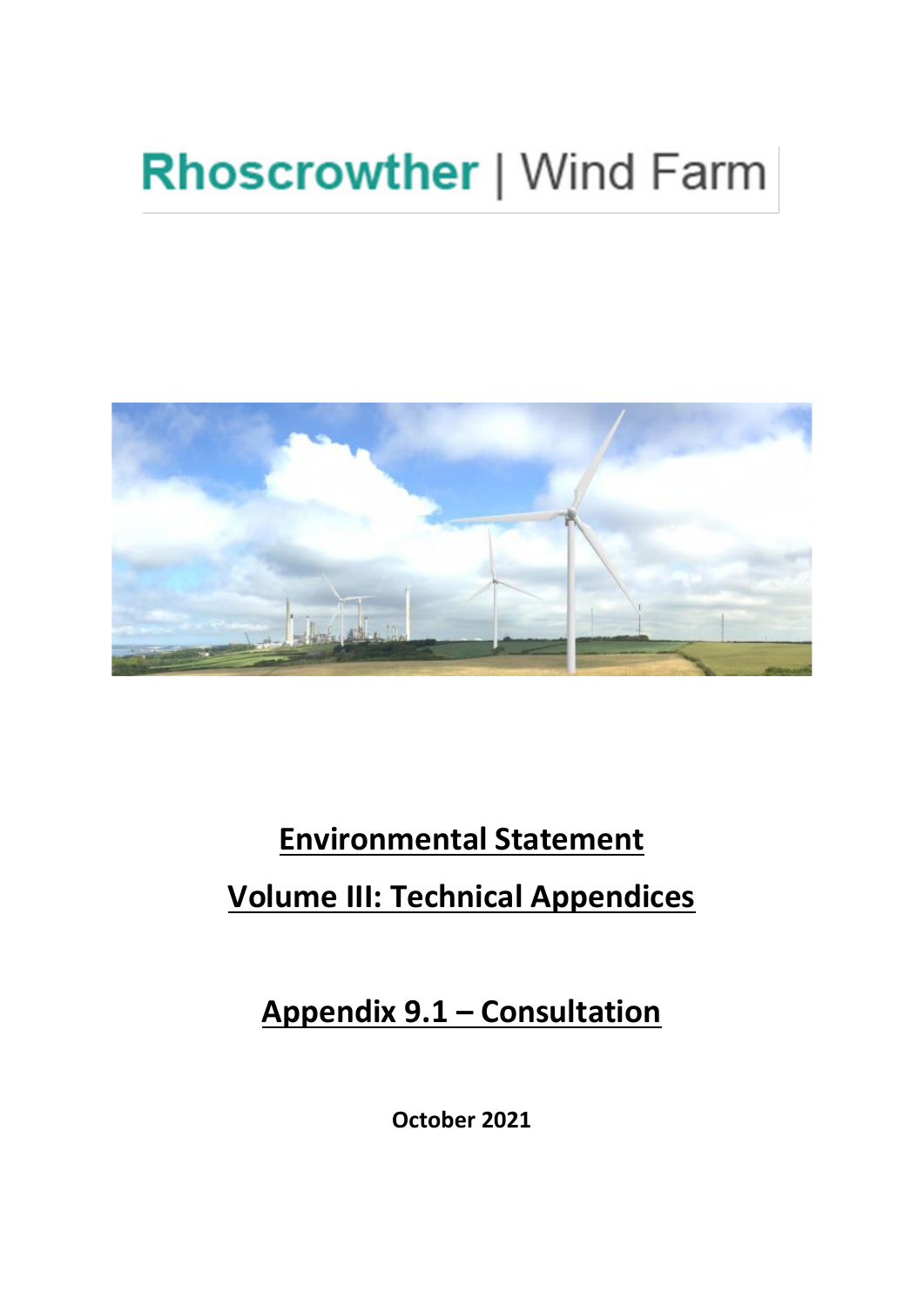# Rhoscrowther | Wind Farm

## Environmental Statement

## Volume III: Technical Appendices

## Appendix 9.1 – Consultation

**October 2021**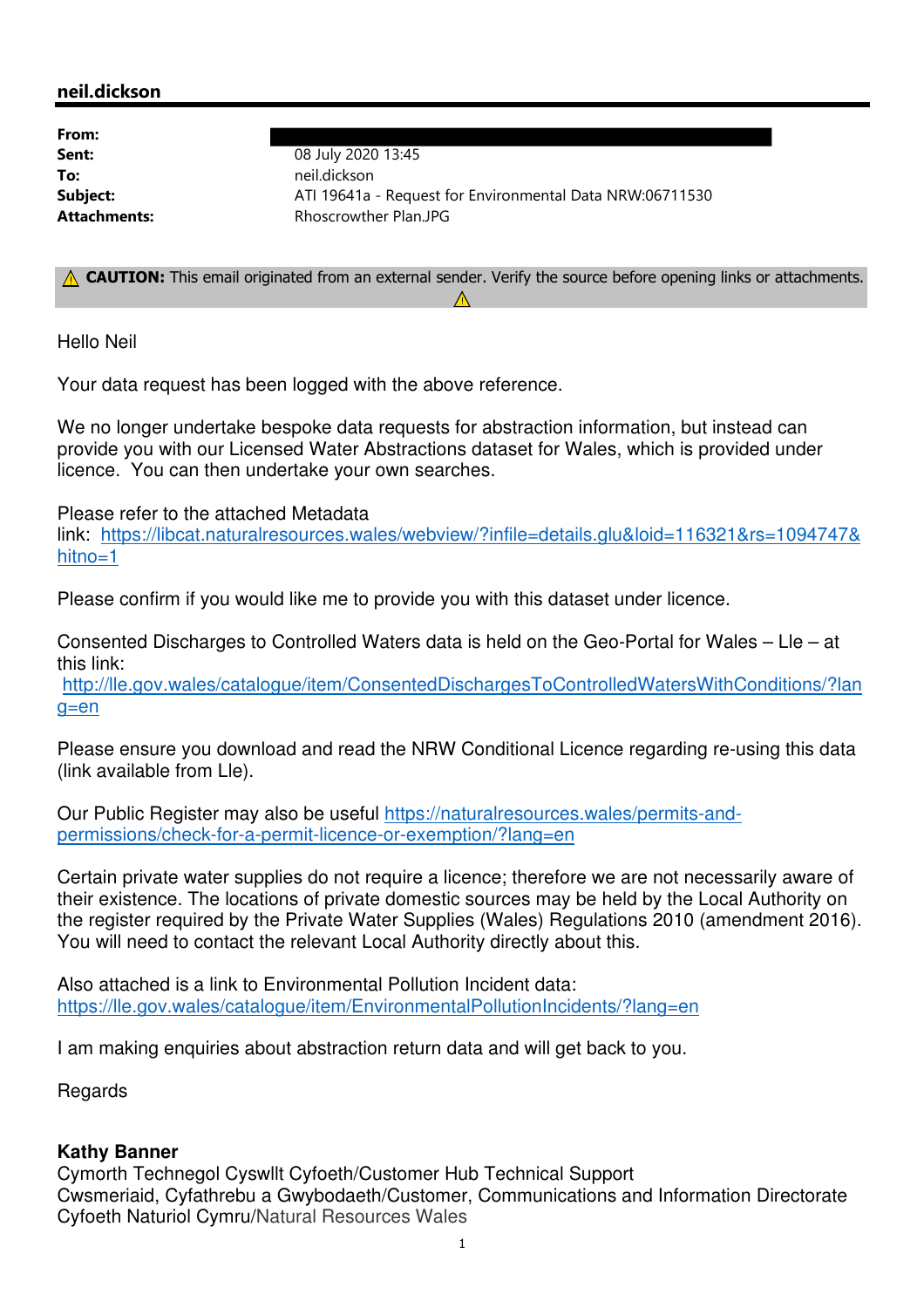**neil.dickson**

| | |
|---|---|
| **From:** | |
| **Sent:** | 08 July 2020 13:45 |
| **To:** | neil.dickson |
| **Subject:** | ATI 19641a - Request for Environmental Data NRW:06711530 |
| **Attachments:** | Rhoscrowther Plan.JPG |

⚠ **CAUTION:** This email originated from an external sender. Verify the source before opening links or attachments. ⚠

Hello Neil

Your data request has been logged with the above reference.

We no longer undertake bespoke data requests for abstraction information, but instead can provide you with our Licensed Water Abstractions dataset for Wales, which is provided under licence. You can then undertake your own searches.

Please refer to the attached Metadata link: https://libcat.naturalresources.wales/webview/?infile=details.glu&loid=116321&rs=1094747&hitno=1

Please confirm if you would like me to provide you with this dataset under licence.

Consented Discharges to Controlled Waters data is held on the Geo-Portal for Wales – Lle – at this link:
http://lle.gov.wales/catalogue/item/ConsentedDischargesToControlledWatersWithConditions/?lang=en

Please ensure you download and read the NRW Conditional Licence regarding re-using this data (link available from Lle).

Our Public Register may also be useful https://naturalresources.wales/permits-and-permissions/check-for-a-permit-licence-or-exemption/?lang=en

Certain private water supplies do not require a licence; therefore we are not necessarily aware of their existence. The locations of private domestic sources may be held by the Local Authority on the register required by the Private Water Supplies (Wales) Regulations 2010 (amendment 2016). You will need to contact the relevant Local Authority directly about this.

Also attached is a link to Environmental Pollution Incident data:
https://lle.gov.wales/catalogue/item/EnvironmentalPollutionIncidents/?lang=en

I am making enquiries about abstraction return data and will get back to you.

Regards

**Kathy Banner**
Cymorth Technegol Cyswllt Cyfoeth/Customer Hub Technical Support
Cwsmeriaid, Cyfathrebu a Gwybodaeth/Customer, Communications and Information Directorate
Cyfoeth Naturiol Cymru/Natural Resources Wales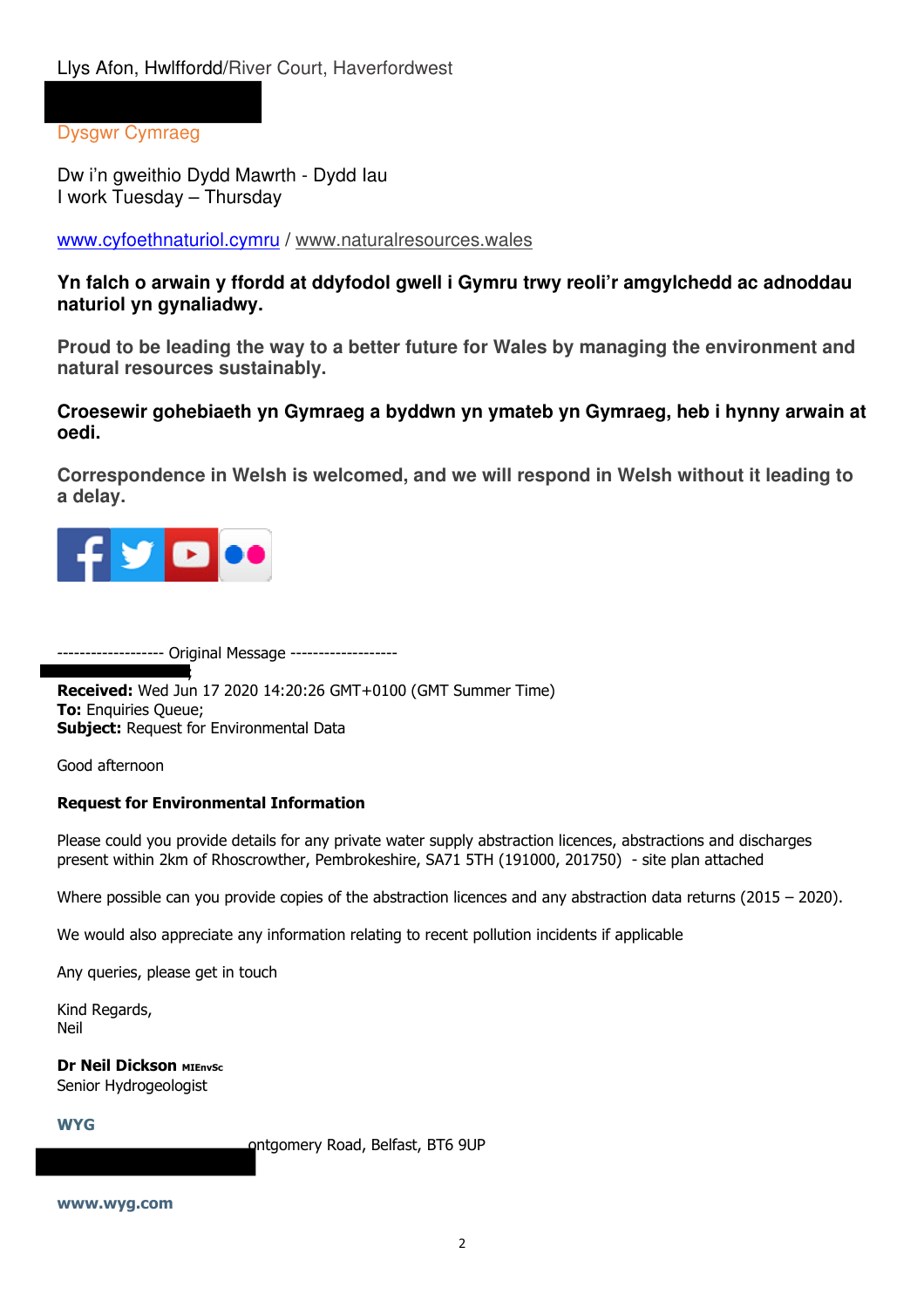Llys Afon, Hwlffordd/River Court, Haverfordwest

Dysgwr Cymraeg

Dw i'n gweithio Dydd Mawrth - Dydd Iau
I work Tuesday – Thursday

www.cyfoethnaturiol.cymru / www.naturalresources.wales

**Yn falch o arwain y ffordd at ddyfodol gwell i Gymru trwy reoli'r amgylchedd ac adnoddau naturiol yn gynaliadwy.**

**Proud to be leading the way to a better future for Wales by managing the environment and natural resources sustainably.**

**Croesewir gohebiaeth yn Gymraeg a byddwn yn ymateb yn Gymraeg, heb i hynny arwain at oedi.**

**Correspondence in Welsh is welcomed, and we will respond in Welsh without it leading to a delay.**

------------------- Original Message -------------------

**Received:** Wed Jun 17 2020 14:20:26 GMT+0100 (GMT Summer Time)
**To:** Enquiries Queue;
**Subject:** Request for Environmental Data

Good afternoon

**Request for Environmental Information**

Please could you provide details for any private water supply abstraction licences, abstractions and discharges present within 2km of Rhoscrowther, Pembrokeshire, SA71 5TH (191000, 201750) - site plan attached

Where possible can you provide copies of the abstraction licences and any abstraction data returns (2015 – 2020).

We would also appreciate any information relating to recent pollution incidents if applicable

Any queries, please get in touch

Kind Regards,
Neil

**Dr Neil Dickson** MIEnvSc
Senior Hydrogeologist

**WYG**

ontgomery Road, Belfast, BT6 9UP

**www.wyg.com**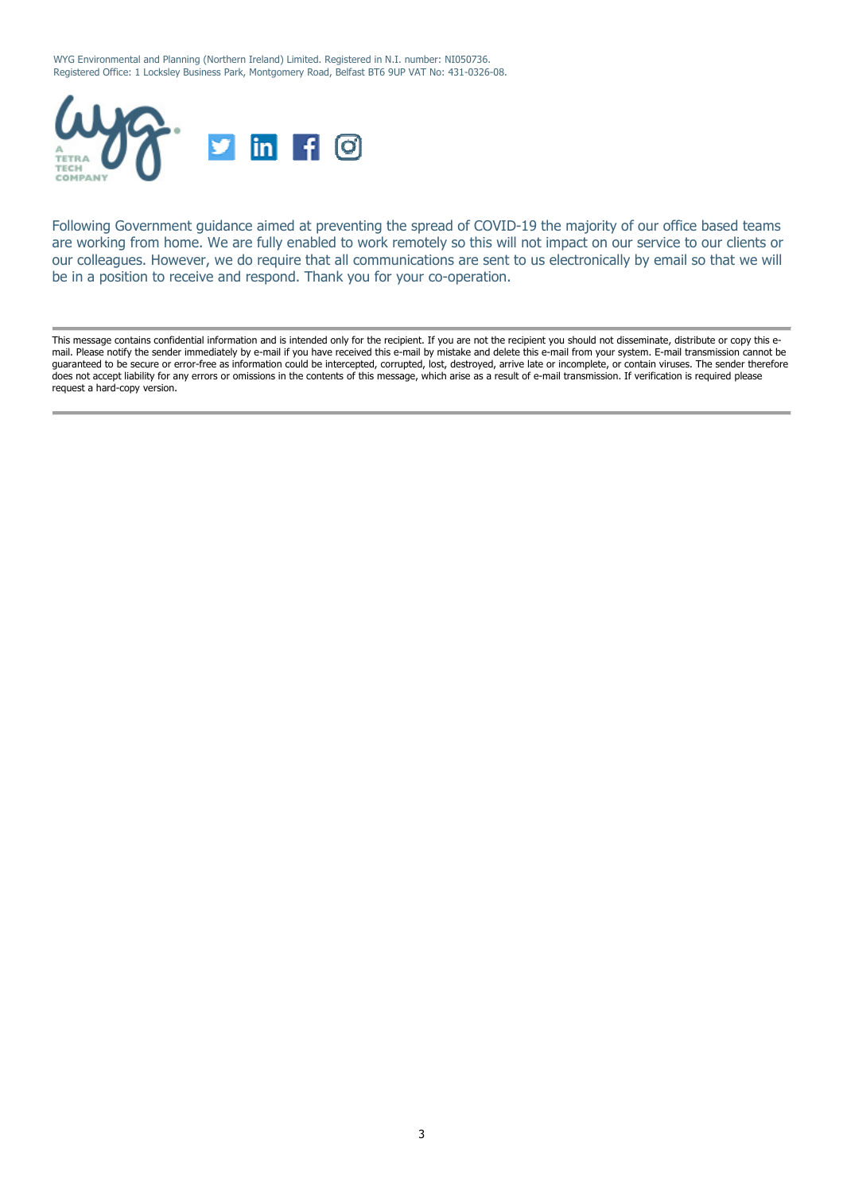WYG Environmental and Planning (Northern Ireland) Limited. Registered in N.I. number: NI050736.
Registered Office: 1 Locksley Business Park, Montgomery Road, Belfast BT6 9UP VAT No: 431-0326-08.

Following Government guidance aimed at preventing the spread of COVID-19 the majority of our office based teams are working from home. We are fully enabled to work remotely so this will not impact on our service to our clients or our colleagues. However, we do require that all communications are sent to us electronically by email so that we will be in a position to receive and respond. Thank you for your co-operation.

---

This message contains confidential information and is intended only for the recipient. If you are not the recipient you should not disseminate, distribute or copy this e-mail. Please notify the sender immediately by e-mail if you have received this e-mail by mistake and delete this e-mail from your system. E-mail transmission cannot be guaranteed to be secure or error-free as information could be intercepted, corrupted, lost, destroyed, arrive late or incomplete, or contain viruses. The sender therefore does not accept liability for any errors or omissions in the contents of this message, which arise as a result of e-mail transmission. If verification is required please request a hard-copy version.

---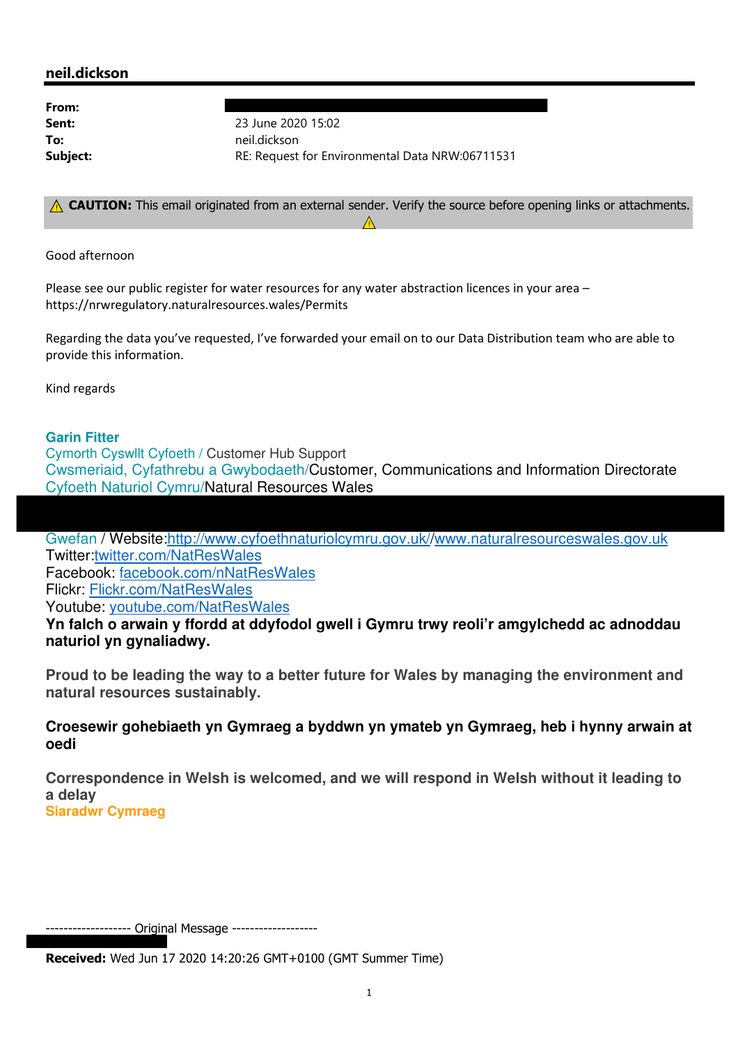**neil.dickson**

| | |
|---|---|
| **From:** | |
| **Sent:** | 23 June 2020 15:02 |
| **To:** | neil.dickson |
| **Subject:** | RE: Request for Environmental Data NRW:06711531 |

⚠ **CAUTION:** This email originated from an external sender. Verify the source before opening links or attachments. ⚠

Good afternoon

Please see our public register for water resources for any water abstraction licences in your area – https://nrwregulatory.naturalresources.wales/Permits

Regarding the data you've requested, I've forwarded your email on to our Data Distribution team who are able to provide this information.

Kind regards

**Garin Fitter**
Cymorth Cyswllt Cyfoeth / Customer Hub Support
Cwsmeriaid, Cyfathrebu a Gwybodaeth/Customer, Communications and Information Directorate
Cyfoeth Naturiol Cymru/Natural Resources Wales

Gwefan / Website:http://www.cyfoethnaturiolcymru.gov.uk//www.naturalresourceswales.gov.uk
Twitter:twitter.com/NatResWales
Facebook: facebook.com/nNatResWales
Flickr: Flickr.com/NatResWales
Youtube: youtube.com/NatResWales

**Yn falch o arwain y ffordd at ddyfodol gwell i Gymru trwy reoli'r amgylchedd ac adnoddau naturiol yn gynaliadwy.**

**Proud to be leading the way to a better future for Wales by managing the environment and natural resources sustainably.**

**Croesewir gohebiaeth yn Gymraeg a byddwn yn ymateb yn Gymraeg, heb i hynny arwain at oedi**

**Correspondence in Welsh is welcomed, and we will respond in Welsh without it leading to a delay**

**Siaradwr Cymraeg**

------------------- Original Message -------------------

**Received:** Wed Jun 17 2020 14:20:26 GMT+0100 (GMT Summer Time)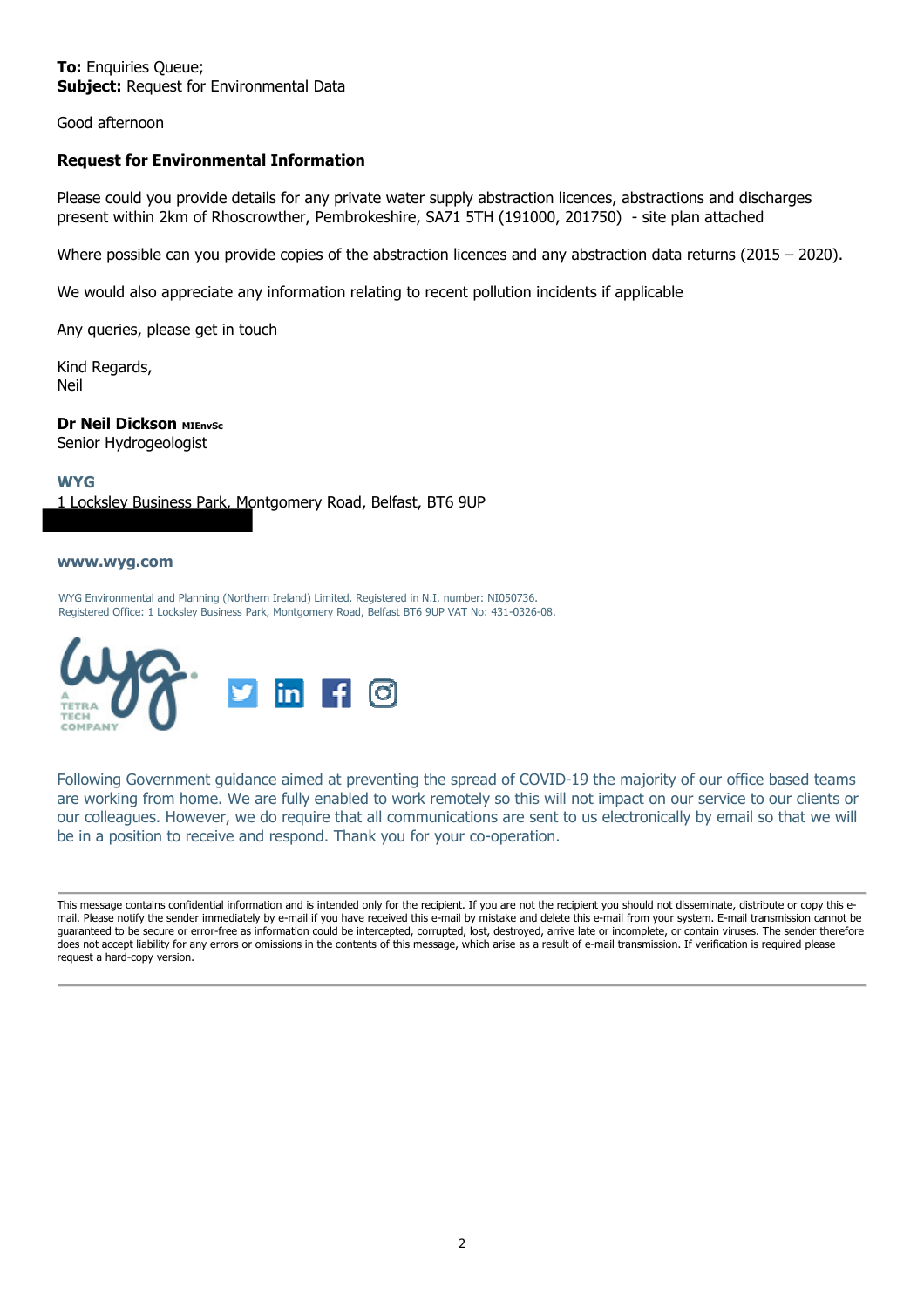**To:** Enquiries Queue;
**Subject:** Request for Environmental Data

Good afternoon

**Request for Environmental Information**

Please could you provide details for any private water supply abstraction licences, abstractions and discharges present within 2km of Rhoscrowther, Pembrokeshire, SA71 5TH (191000, 201750) - site plan attached

Where possible can you provide copies of the abstraction licences and any abstraction data returns (2015 – 2020).

We would also appreciate any information relating to recent pollution incidents if applicable

Any queries, please get in touch

Kind Regards,
Neil

**Dr Neil Dickson** MIEnvSc
Senior Hydrogeologist

**WYG**
1 Locksley Business Park, Montgomery Road, Belfast, BT6 9UP

**www.wyg.com**

WYG Environmental and Planning (Northern Ireland) Limited. Registered in N.I. number: NI050736.
Registered Office: 1 Locksley Business Park, Montgomery Road, Belfast BT6 9UP VAT No: 431-0326-08.

Following Government guidance aimed at preventing the spread of COVID-19 the majority of our office based teams are working from home. We are fully enabled to work remotely so this will not impact on our service to our clients or our colleagues. However, we do require that all communications are sent to us electronically by email so that we will be in a position to receive and respond. Thank you for your co-operation.

---

This message contains confidential information and is intended only for the recipient. If you are not the recipient you should not disseminate, distribute or copy this e-mail. Please notify the sender immediately by e-mail if you have received this e-mail by mistake and delete this e-mail from your system. E-mail transmission cannot be guaranteed to be secure or error-free as information could be intercepted, corrupted, lost, destroyed, arrive late or incomplete, or contain viruses. The sender therefore does not accept liability for any errors or omissions in the contents of this message, which arise as a result of e-mail transmission. If verification is required please request a hard-copy version.

---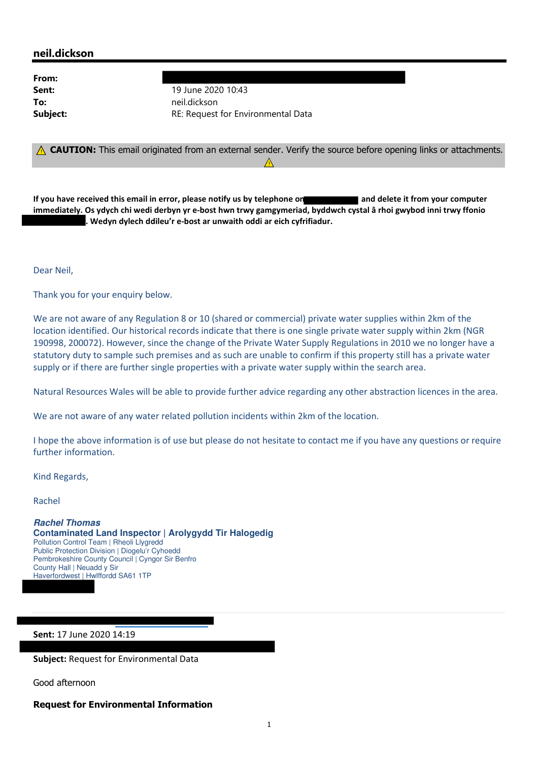## neil.dickson

| | |
|---|---|
| **From:** | |
| **Sent:** | 19 June 2020 10:43 |
| **To:** | neil.dickson |
| **Subject:** | RE: Request for Environmental Data |

⚠ **CAUTION:** This email originated from an external sender. Verify the source before opening links or attachments. ⚠

**If you have received this email in error, please notify us by telephone on and delete it from your computer immediately. Os ydych chi wedi derbyn yr e-bost hwn trwy gamgymeriad, byddwch cystal â rhoi gwybod inni trwy ffonio . Wedyn dylech ddileu'r e-bost ar unwaith oddi ar eich cyfrifiadur.**

Dear Neil,

Thank you for your enquiry below.

We are not aware of any Regulation 8 or 10 (shared or commercial) private water supplies within 2km of the location identified. Our historical records indicate that there is one single private water supply within 2km (NGR 190998, 200072). However, since the change of the Private Water Supply Regulations in 2010 we no longer have a statutory duty to sample such premises and as such are unable to confirm if this property still has a private water supply or if there are further single properties with a private water supply within the search area.

Natural Resources Wales will be able to provide further advice regarding any other abstraction licences in the area.

We are not aware of any water related pollution incidents within 2km of the location.

I hope the above information is of use but please do not hesitate to contact me if you have any questions or require further information.

Kind Regards,

Rachel

***Rachel Thomas***
**Contaminated Land Inspector | Arolygydd Tir Halogedig**
Pollution Control Team | Rheoli Llygredd
Public Protection Division | Diogelu'r Cyhoedd
Pembrokeshire County Council | Cyngor Sir Benfro
County Hall | Neuadd y Sir
Haverfordwest | Hwlffordd SA61 1TP

**Sent:** 17 June 2020 14:19

**Subject:** Request for Environmental Data

Good afternoon

**Request for Environmental Information**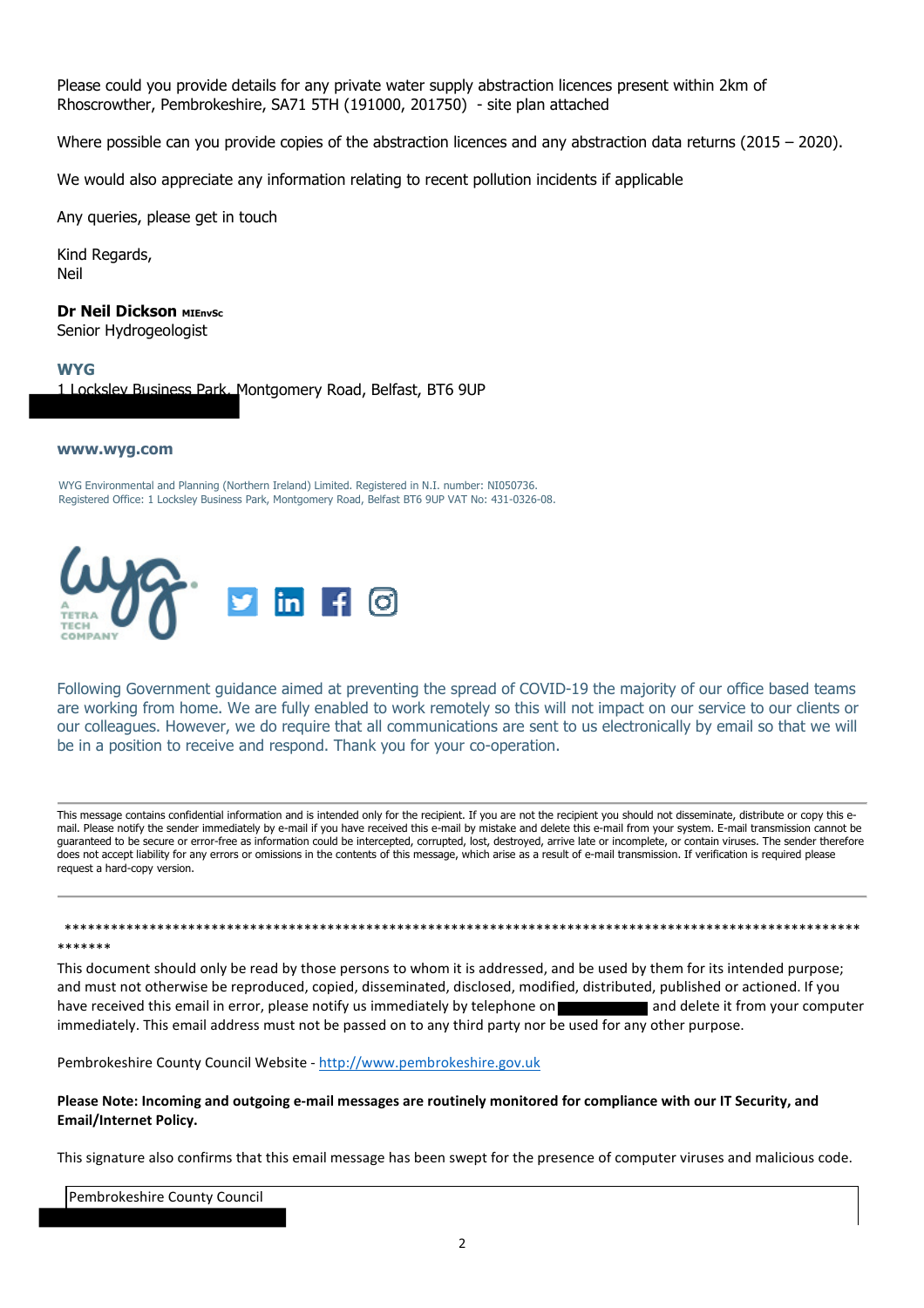Please could you provide details for any private water supply abstraction licences present within 2km of Rhoscrowther, Pembrokeshire, SA71 5TH (191000, 201750) - site plan attached

Where possible can you provide copies of the abstraction licences and any abstraction data returns (2015 – 2020).

We would also appreciate any information relating to recent pollution incidents if applicable

Any queries, please get in touch

Kind Regards,
Neil

**Dr Neil Dickson** **MIEnvSc**
Senior Hydrogeologist

**WYG**
1 Locksley Business Park, Montgomery Road, Belfast, BT6 9UP

**www.wyg.com**

WYG Environmental and Planning (Northern Ireland) Limited. Registered in N.I. number: NI050736.
Registered Office: 1 Locksley Business Park, Montgomery Road, Belfast BT6 9UP VAT No: 431-0326-08.

Following Government guidance aimed at preventing the spread of COVID-19 the majority of our office based teams are working from home. We are fully enabled to work remotely so this will not impact on our service to our clients or our colleagues. However, we do require that all communications are sent to us electronically by email so that we will be in a position to receive and respond. Thank you for your co-operation.

---

This message contains confidential information and is intended only for the recipient. If you are not the recipient you should not disseminate, distribute or copy this e-mail. Please notify the sender immediately by e-mail if you have received this e-mail by mistake and delete this e-mail from your system. E-mail transmission cannot be guaranteed to be secure or error-free as information could be intercepted, corrupted, lost, destroyed, arrive late or incomplete, or contain viruses. The sender therefore does not accept liability for any errors or omissions in the contents of this message, which arise as a result of e-mail transmission. If verification is required please request a hard-copy version.

---

*************************************************************************************************************

This document should only be read by those persons to whom it is addressed, and be used by them for its intended purpose; and must not otherwise be reproduced, copied, disseminated, disclosed, modified, distributed, published or actioned. If you have received this email in error, please notify us immediately by telephone on [redacted] and delete it from your computer immediately. This email address must not be passed on to any third party nor be used for any other purpose.

Pembrokeshire County Council Website - http://www.pembrokeshire.gov.uk

**Please Note: Incoming and outgoing e-mail messages are routinely monitored for compliance with our IT Security, and Email/Internet Policy.**

This signature also confirms that this email message has been swept for the presence of computer viruses and malicious code.

Pembrokeshire County Council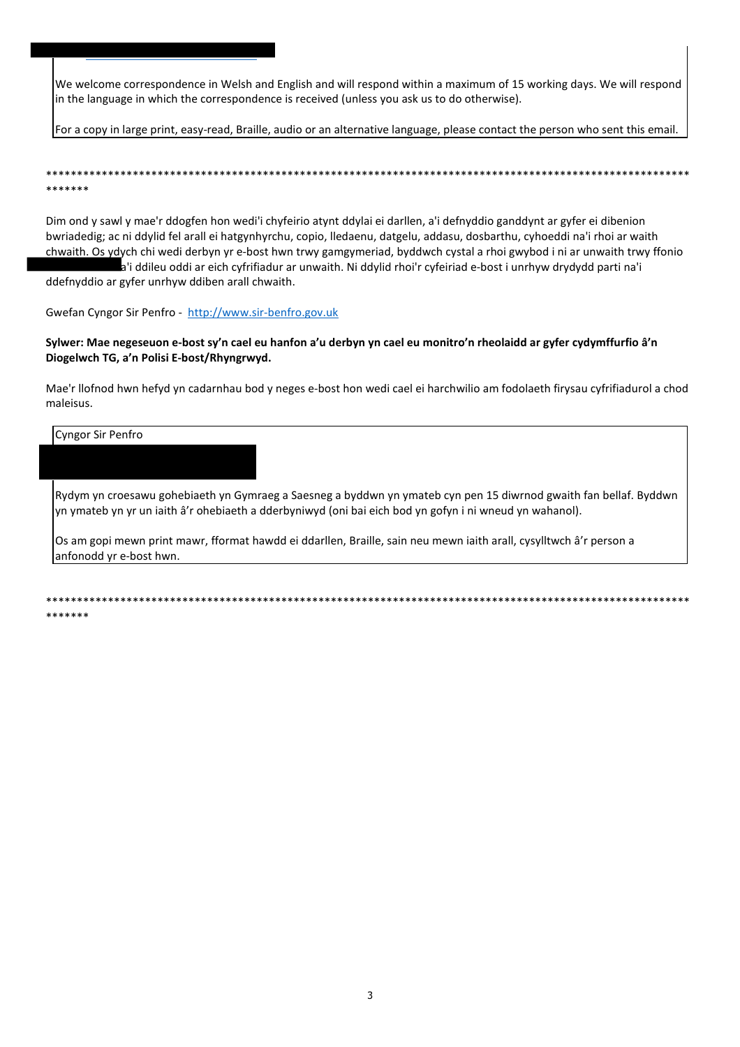We welcome correspondence in Welsh and English and will respond within a maximum of 15 working days. We will respond in the language in which the correspondence is received (unless you ask us to do otherwise).

For a copy in large print, easy-read, Braille, audio or an alternative language, please contact the person who sent this email.

*************************************************************************************************************
*******

Dim ond y sawl y mae'r ddogfen hon wedi'i chyfeirio atynt ddylai ei darllen, a'i defnyddio ganddynt ar gyfer ei dibenion bwriadedig; ac ni ddylid fel arall ei hatgynhyrchu, copio, lledaenu, datgelu, addasu, dosbarthu, cyhoeddi na'i rhoi ar waith chwaith. Os ydych chi wedi derbyn yr e-bost hwn trwy gamgymeriad, byddwch cystal a rhoi gwybod i ni ar unwaith trwy ffonio a'i ddileu oddi ar eich cyfrifiadur ar unwaith. Ni ddylid rhoi'r cyfeiriad e-bost i unrhyw drydydd parti na'i ddefnyddio ar gyfer unrhyw ddiben arall chwaith.

Gwefan Cyngor Sir Penfro - http://www.sir-benfro.gov.uk

**Sylwer: Mae negeseuon e-bost sy'n cael eu hanfon a'u derbyn yn cael eu monitro'n rheolaidd ar gyfer cydymffurfio â'n Diogelwch TG, a'n Polisi E-bost/Rhyngrwyd.**

Mae'r llofnod hwn hefyd yn cadarnhau bod y neges e-bost hon wedi cael ei harchwilio am fodolaeth firysau cyfrifiadurol a chod maleisus.

Cyngor Sir Penfro

Rydym yn croesawu gohebiaeth yn Gymraeg a Saesneg a byddwn yn ymateb cyn pen 15 diwrnod gwaith fan bellaf. Byddwn yn ymateb yn yr un iaith â'r ohebiaeth a dderbyniwyd (oni bai eich bod yn gofyn i ni wneud yn wahanol).

Os am gopi mewn print mawr, fformat hawdd ei ddarllen, Braille, sain neu mewn iaith arall, cysylltwch â'r person a anfonodd yr e-bost hwn.

*************************************************************************************************************
*******